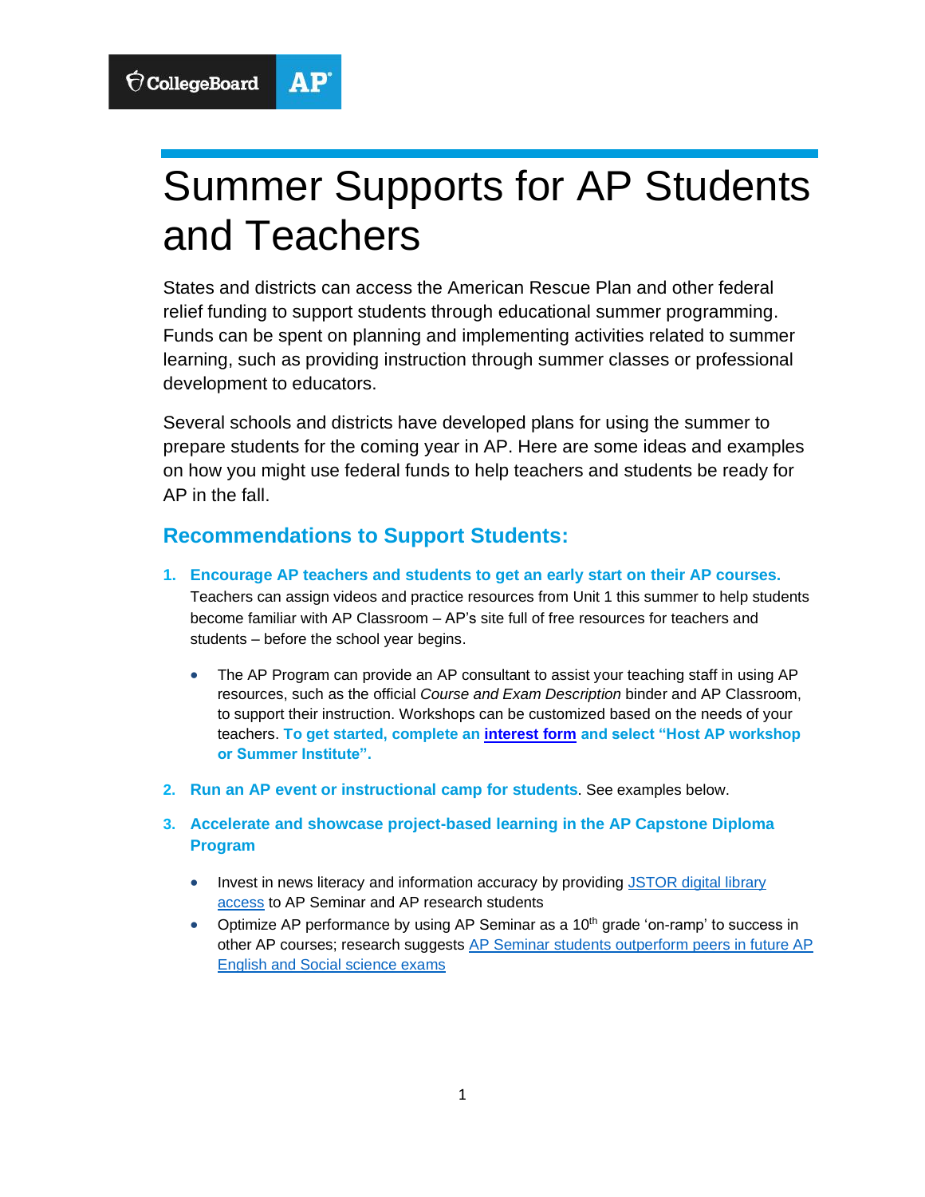# Summer Supports for AP Students and Teachers

States and districts can access the American Rescue Plan and other federal relief funding to support students through educational summer programming. Funds can be spent on planning and implementing activities related to summer learning, such as providing instruction through summer classes or professional development to educators.

Several schools and districts have developed plans for using the summer to prepare students for the coming year in AP. Here are some ideas and examples on how you might use federal funds to help teachers and students be ready for AP in the fall.

## Recommendations to Support Students:

1. **Encourage AP teachers and students to get an early start on their AP courses.** Teachers can assign videos and practice resources from Unit 1 this summer to help students become familiar with AP Classroom – AP's site full of free resources for teachers and students – before the school year begins.
   - The AP Program can provide an AP consultant to assist your teaching staff in using AP resources, such as the official *Course and Exam Description* binder and AP Classroom, to support their instruction. Workshops can be customized based on the needs of your teachers. **To get started, complete an interest form and select "Host AP workshop or Summer Institute".**
2. **Run an AP event or instructional camp for students**. See examples below.
3. **Accelerate and showcase project-based learning in the AP Capstone Diploma Program**
   - Invest in news literacy and information accuracy by providing JSTOR digital library access to AP Seminar and AP research students
   - Optimize AP performance by using AP Seminar as a 10th grade 'on-ramp' to success in other AP courses; research suggests AP Seminar students outperform peers in future AP English and Social science exams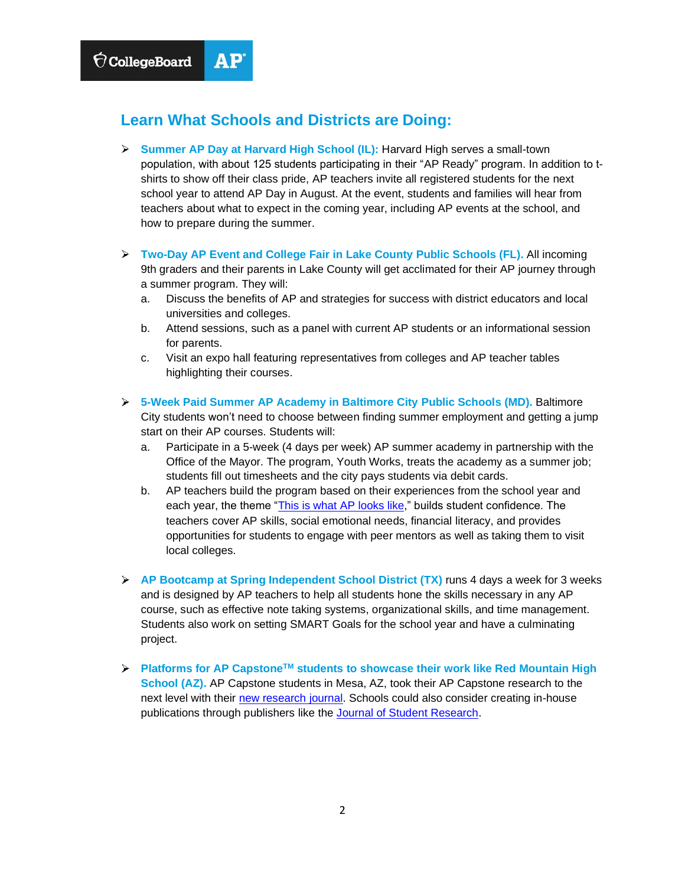## Learn What Schools and Districts are Doing:

- **Summer AP Day at Harvard High School (IL):** Harvard High serves a small-town population, with about 125 students participating in their "AP Ready" program. In addition to t-shirts to show off their class pride, AP teachers invite all registered students for the next school year to attend AP Day in August. At the event, students and families will hear from teachers about what to expect in the coming year, including AP events at the school, and how to prepare during the summer.

- **Two-Day AP Event and College Fair in Lake County Public Schools (FL).** All incoming 9th graders and their parents in Lake County will get acclimated for their AP journey through a summer program. They will:
  a. Discuss the benefits of AP and strategies for success with district educators and local universities and colleges.
  b. Attend sessions, such as a panel with current AP students or an informational session for parents.
  c. Visit an expo hall featuring representatives from colleges and AP teacher tables highlighting their courses.

- **5-Week Paid Summer AP Academy in Baltimore City Public Schools (MD).** Baltimore City students won't need to choose between finding summer employment and getting a jump start on their AP courses. Students will:
  a. Participate in a 5-week (4 days per week) AP summer academy in partnership with the Office of the Mayor. The program, Youth Works, treats the academy as a summer job; students fill out timesheets and the city pays students via debit cards.
  b. AP teachers build the program based on their experiences from the school year and each year, the theme "This is what AP looks like," builds student confidence. The teachers cover AP skills, social emotional needs, financial literacy, and provides opportunities for students to engage with peer mentors as well as taking them to visit local colleges.

- **AP Bootcamp at Spring Independent School District (TX)** runs 4 days a week for 3 weeks and is designed by AP teachers to help all students hone the skills necessary in any AP course, such as effective note taking systems, organizational skills, and time management. Students also work on setting SMART Goals for the school year and have a culminating project.

- **Platforms for AP Capstone™ students to showcase their work like Red Mountain High School (AZ).** AP Capstone students in Mesa, AZ, took their AP Capstone research to the next level with their new research journal. Schools could also consider creating in-house publications through publishers like the Journal of Student Research.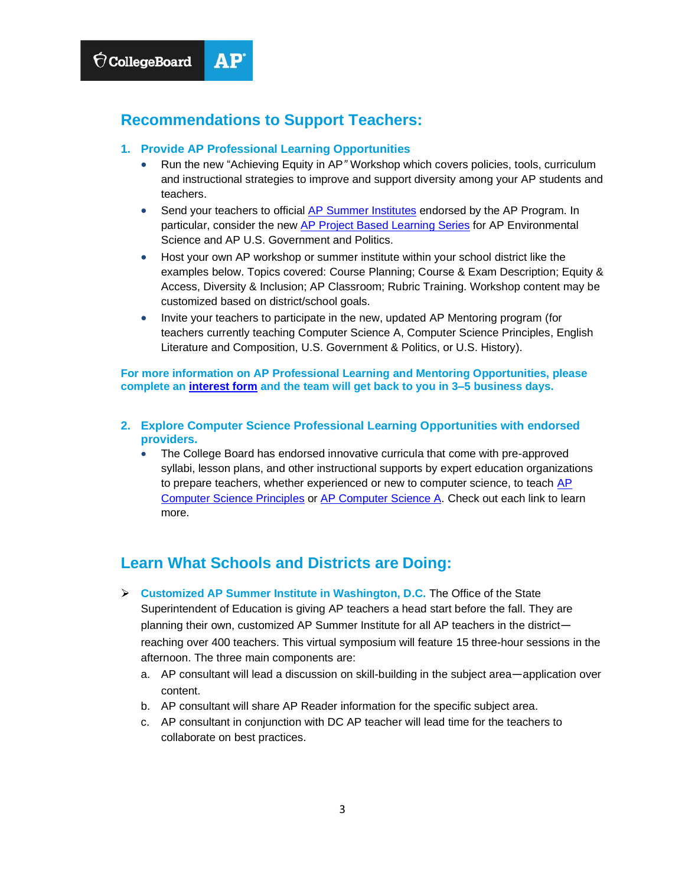## Recommendations to Support Teachers:

### 1. Provide AP Professional Learning Opportunities

- Run the new "Achieving Equity in AP" Workshop which covers policies, tools, curriculum and instructional strategies to improve and support diversity among your AP students and teachers.
- Send your teachers to official AP Summer Institutes endorsed by the AP Program. In particular, consider the new AP Project Based Learning Series for AP Environmental Science and AP U.S. Government and Politics.
- Host your own AP workshop or summer institute within your school district like the examples below. Topics covered: Course Planning; Course & Exam Description; Equity & Access, Diversity & Inclusion; AP Classroom; Rubric Training. Workshop content may be customized based on district/school goals.
- Invite your teachers to participate in the new, updated AP Mentoring program (for teachers currently teaching Computer Science A, Computer Science Principles, English Literature and Composition, U.S. Government & Politics, or U.S. History).

**For more information on AP Professional Learning and Mentoring Opportunities, please complete an interest form and the team will get back to you in 3–5 business days.**

### 2. Explore Computer Science Professional Learning Opportunities with endorsed providers.

- The College Board has endorsed innovative curricula that come with pre-approved syllabi, lesson plans, and other instructional supports by expert education organizations to prepare teachers, whether experienced or new to computer science, to teach AP Computer Science Principles or AP Computer Science A. Check out each link to learn more.

## Learn What Schools and Districts are Doing:

- **Customized AP Summer Institute in Washington, D.C.** The Office of the State Superintendent of Education is giving AP teachers a head start before the fall. They are planning their own, customized AP Summer Institute for all AP teachers in the district—reaching over 400 teachers. This virtual symposium will feature 15 three-hour sessions in the afternoon. The three main components are:
  a. AP consultant will lead a discussion on skill-building in the subject area—application over content.
  b. AP consultant will share AP Reader information for the specific subject area.
  c. AP consultant in conjunction with DC AP teacher will lead time for the teachers to collaborate on best practices.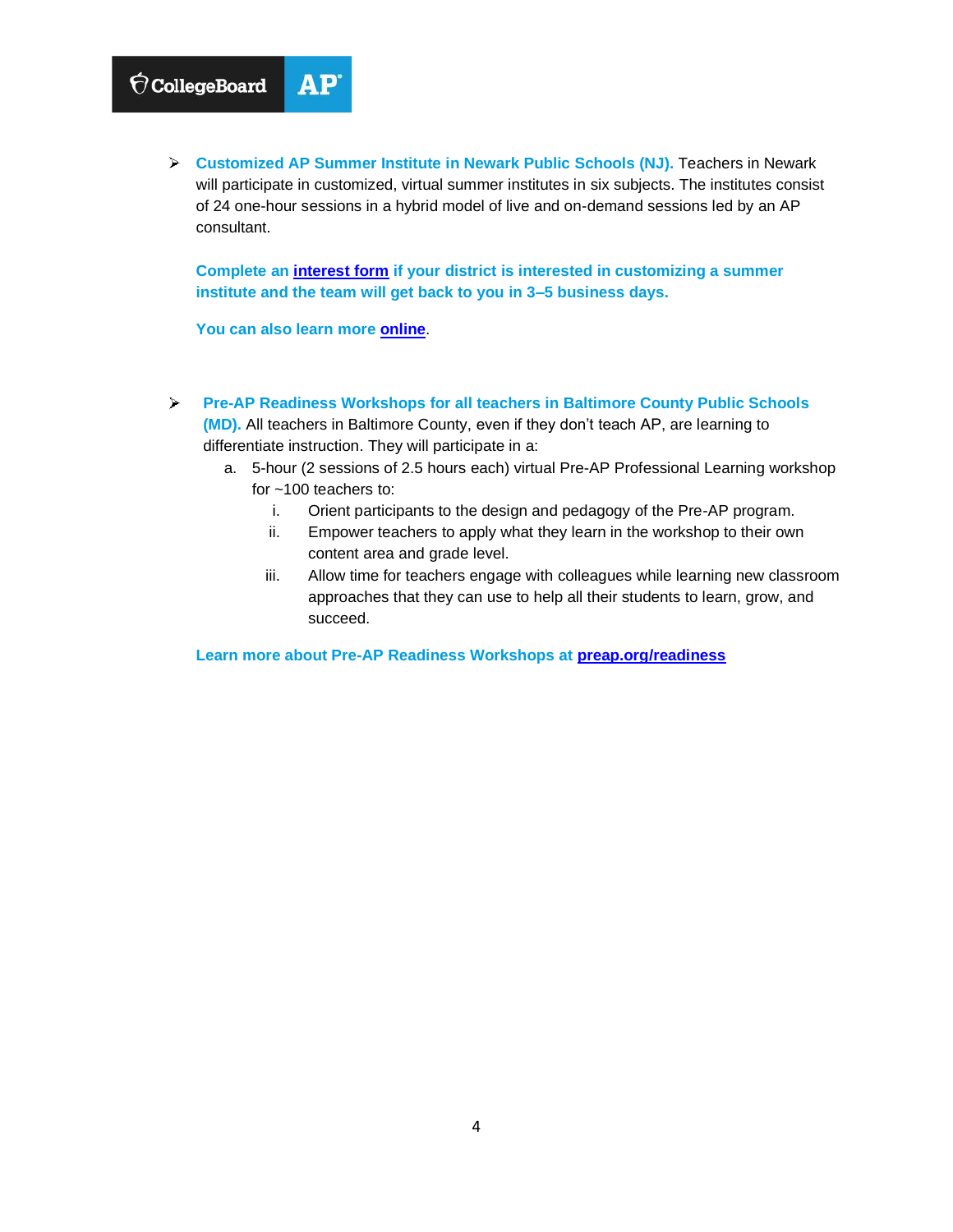- **Customized AP Summer Institute in Newark Public Schools (NJ).** Teachers in Newark will participate in customized, virtual summer institutes in six subjects. The institutes consist of 24 one-hour sessions in a hybrid model of live and on-demand sessions led by an AP consultant.

  **Complete an interest form if your district is interested in customizing a summer institute and the team will get back to you in 3–5 business days.**

  **You can also learn more online.**

- **Pre-AP Readiness Workshops for all teachers in Baltimore County Public Schools (MD).** All teachers in Baltimore County, even if they don't teach AP, are learning to differentiate instruction. They will participate in a:
  a. 5-hour (2 sessions of 2.5 hours each) virtual Pre-AP Professional Learning workshop for ~100 teachers to:
     i. Orient participants to the design and pedagogy of the Pre-AP program.
     ii. Empower teachers to apply what they learn in the workshop to their own content area and grade level.
     iii. Allow time for teachers engage with colleagues while learning new classroom approaches that they can use to help all their students to learn, grow, and succeed.

  **Learn more about Pre-AP Readiness Workshops at preap.org/readiness**